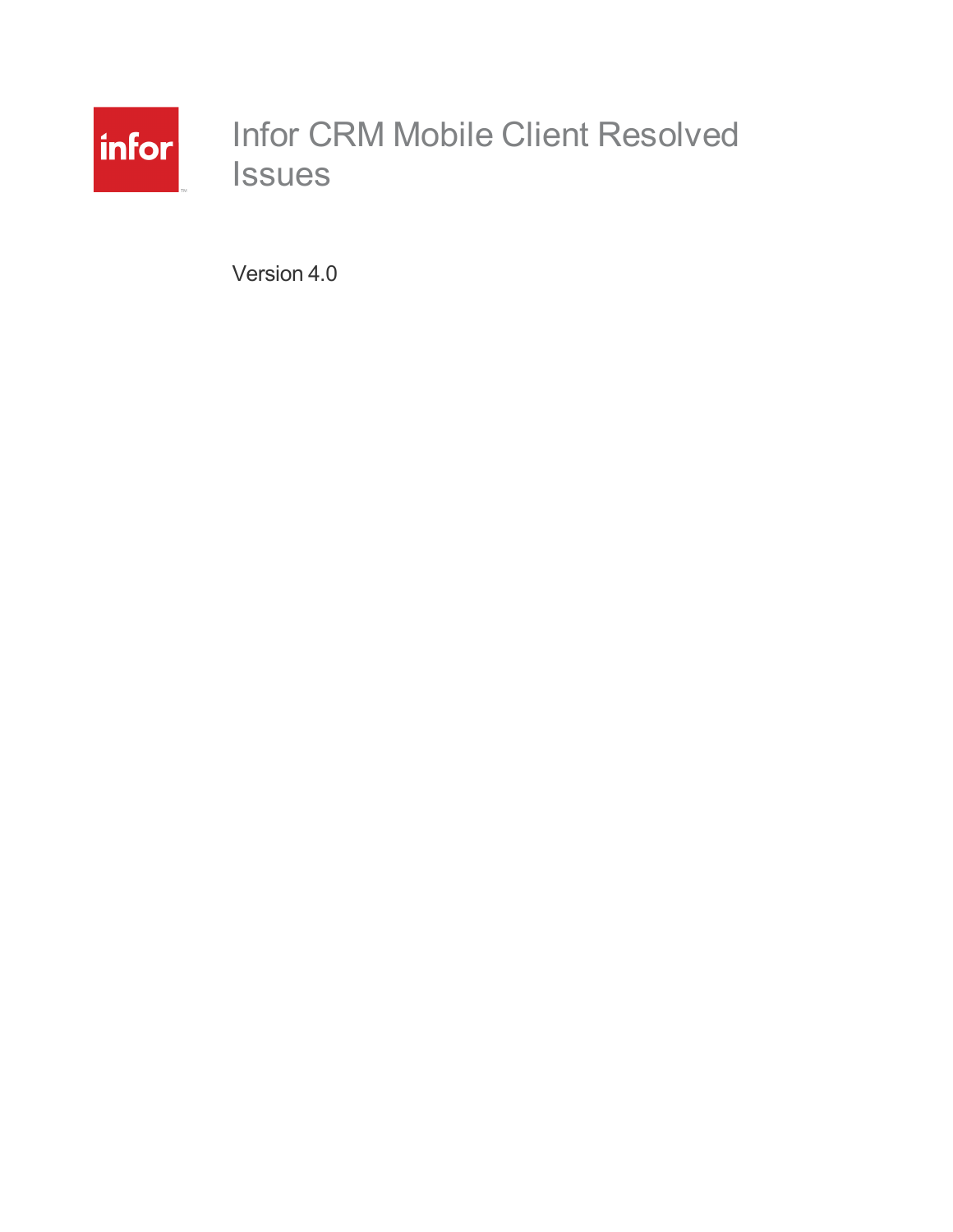# Infor CRM Mobile Client Resolved Issues

Version 4.0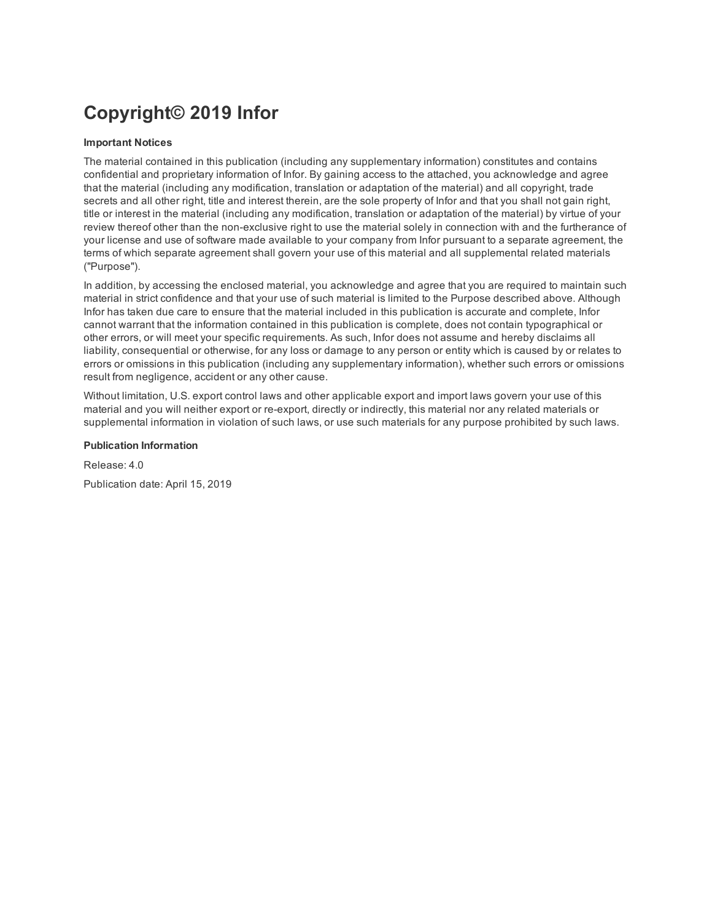# Copyright© 2019 Infor

**Important Notices**

The material contained in this publication (including any supplementary information) constitutes and contains confidential and proprietary information of Infor. By gaining access to the attached, you acknowledge and agree that the material (including any modification, translation or adaptation of the material) and all copyright, trade secrets and all other right, title and interest therein, are the sole property of Infor and that you shall not gain right, title or interest in the material (including any modification, translation or adaptation of the material) by virtue of your review thereof other than the non-exclusive right to use the material solely in connection with and the furtherance of your license and use of software made available to your company from Infor pursuant to a separate agreement, the terms of which separate agreement shall govern your use of this material and all supplemental related materials ("Purpose").

In addition, by accessing the enclosed material, you acknowledge and agree that you are required to maintain such material in strict confidence and that your use of such material is limited to the Purpose described above. Although Infor has taken due care to ensure that the material included in this publication is accurate and complete, Infor cannot warrant that the information contained in this publication is complete, does not contain typographical or other errors, or will meet your specific requirements. As such, Infor does not assume and hereby disclaims all liability, consequential or otherwise, for any loss or damage to any person or entity which is caused by or relates to errors or omissions in this publication (including any supplementary information), whether such errors or omissions result from negligence, accident or any other cause.

Without limitation, U.S. export control laws and other applicable export and import laws govern your use of this material and you will neither export or re-export, directly or indirectly, this material nor any related materials or supplemental information in violation of such laws, or use such materials for any purpose prohibited by such laws.

**Publication Information**

Release: 4.0

Publication date: April 15, 2019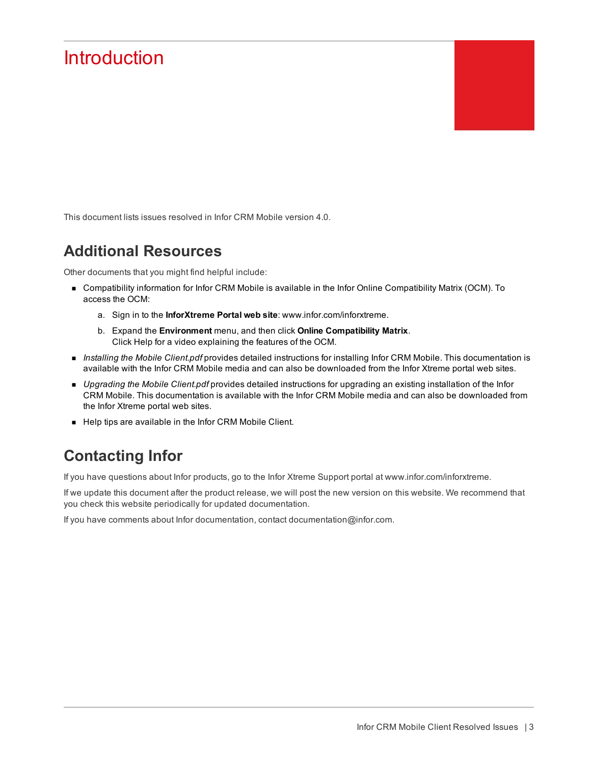# Introduction

This document lists issues resolved in Infor CRM Mobile version 4.0.

## Additional Resources

Other documents that you might find helpful include:

- Compatibility information for Infor CRM Mobile is available in the Infor Online Compatibility Matrix (OCM). To access the OCM:
    a. Sign in to the **InforXtreme Portal web site**: www.infor.com/inforxtreme.
    b. Expand the **Environment** menu, and then click **Online Compatibility Matrix**.
    Click Help for a video explaining the features of the OCM.
- *Installing the Mobile Client.pdf* provides detailed instructions for installing Infor CRM Mobile. This documentation is available with the Infor CRM Mobile media and can also be downloaded from the Infor Xtreme portal web sites.
- *Upgrading the Mobile Client.pdf* provides detailed instructions for upgrading an existing installation of the Infor CRM Mobile. This documentation is available with the Infor CRM Mobile media and can also be downloaded from the Infor Xtreme portal web sites.
- Help tips are available in the Infor CRM Mobile Client.

## Contacting Infor

If you have questions about Infor products, go to the Infor Xtreme Support portal at www.infor.com/inforxtreme.

If we update this document after the product release, we will post the new version on this website. We recommend that you check this website periodically for updated documentation.

If you have comments about Infor documentation, contact documentation@infor.com.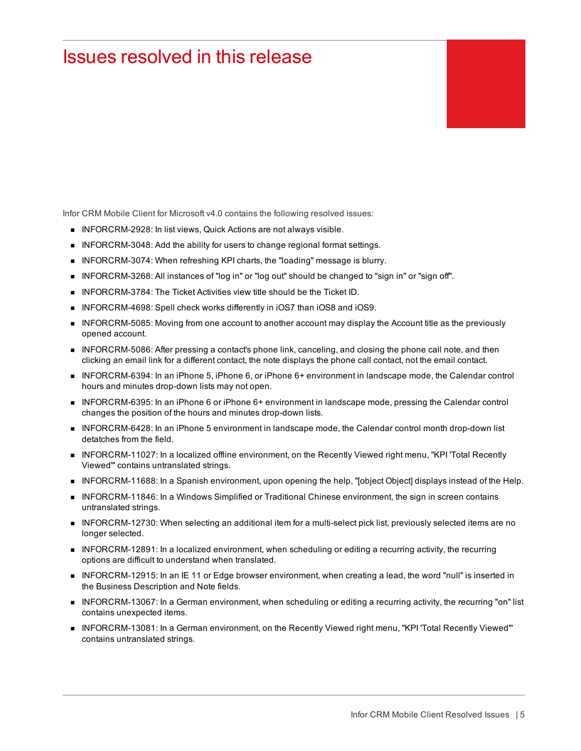# Issues resolved in this release

Infor CRM Mobile Client for Microsoft v4.0 contains the following resolved issues:

- INFORCRM-2928: In list views, Quick Actions are not always visible.
- INFORCRM-3048: Add the ability for users to change regional format settings.
- INFORCRM-3074: When refreshing KPI charts, the "loading" message is blurry.
- INFORCRM-3268: All instances of "log in" or "log out" should be changed to "sign in" or "sign off".
- INFORCRM-3784: The Ticket Activities view title should be the Ticket ID.
- INFORCRM-4698: Spell check works differently in iOS7 than iOS8 and iOS9.
- INFORCRM-5085: Moving from one account to another account may display the Account title as the previously opened account.
- INFORCRM-5086: After pressing a contact's phone link, canceling, and closing the phone call note, and then clicking an email link for a different contact, the note displays the phone call contact, not the email contact.
- INFORCRM-6394: In an iPhone 5, iPhone 6, or iPhone 6+ environment in landscape mode, the Calendar control hours and minutes drop-down lists may not open.
- INFORCRM-6395: In an iPhone 6 or iPhone 6+ environment in landscape mode, pressing the Calendar control changes the position of the hours and minutes drop-down lists.
- INFORCRM-6428: In an iPhone 5 environment in landscape mode, the Calendar control month drop-down list detatches from the field.
- INFORCRM-11027: In a localized offline environment, on the Recently Viewed right menu, "KPI 'Total Recently Viewed'" contains untranslated strings.
- INFORCRM-11688: In a Spanish environment, upon opening the help, "[object Object] displays instead of the Help.
- INFORCRM-11846: In a Windows Simplified or Traditional Chinese environment, the sign in screen contains untranslated strings.
- INFORCRM-12730: When selecting an additional item for a multi-select pick list, previously selected items are no longer selected.
- INFORCRM-12891: In a localized environment, when scheduling or editing a recurring activity, the recurring options are difficult to understand when translated.
- INFORCRM-12915: In an IE 11 or Edge browser environment, when creating a lead, the word "null" is inserted in the Business Description and Note fields.
- INFORCRM-13067: In a German environment, when scheduling or editing a recurring activity, the recurring "on" list contains unexpected items.
- INFORCRM-13081: In a German environment, on the Recently Viewed right menu, "KPI 'Total Recently Viewed'" contains untranslated strings.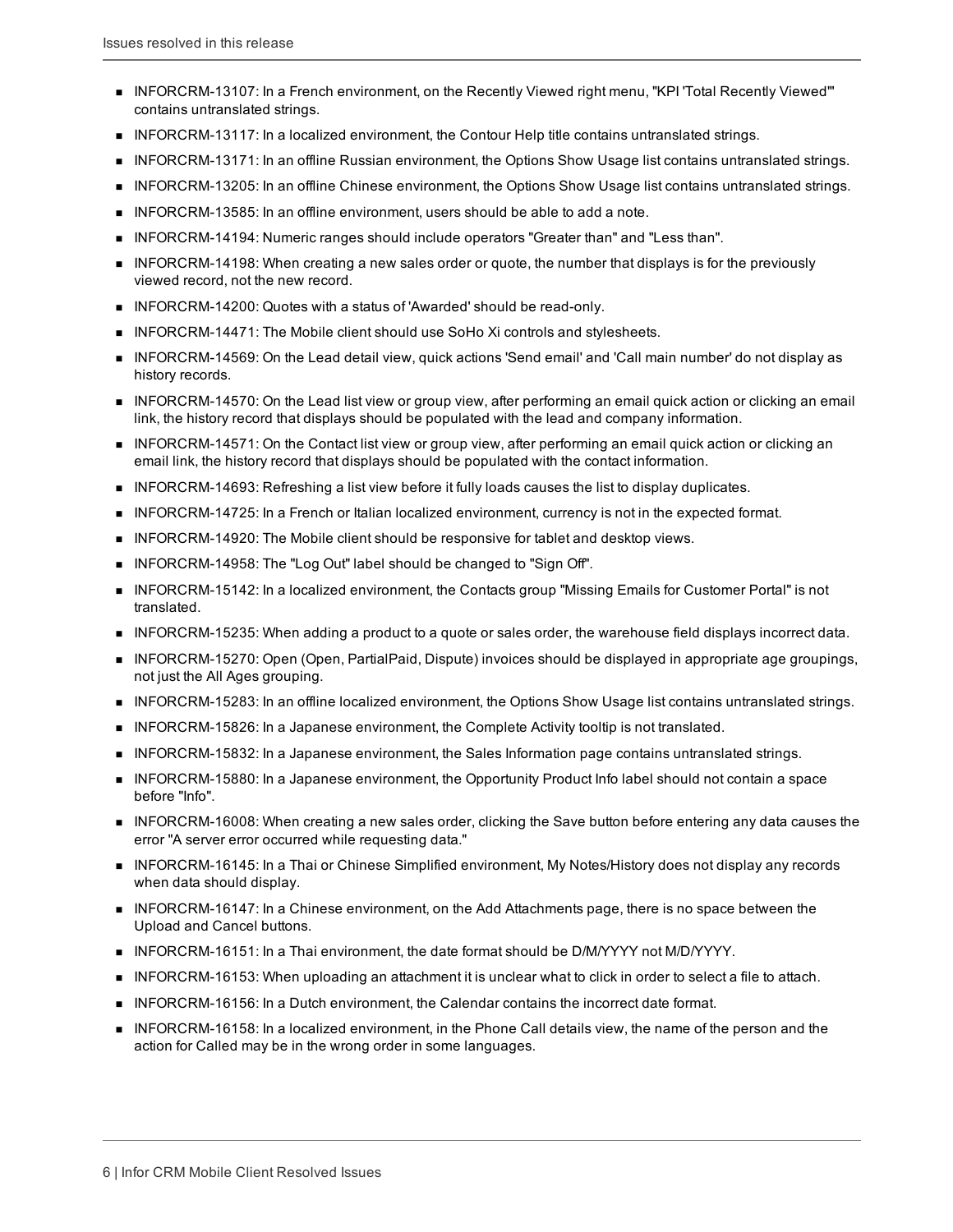- INFORCRM-13107: In a French environment, on the Recently Viewed right menu, "KPI 'Total Recently Viewed'" contains untranslated strings.
- INFORCRM-13117: In a localized environment, the Contour Help title contains untranslated strings.
- INFORCRM-13171: In an offline Russian environment, the Options Show Usage list contains untranslated strings.
- INFORCRM-13205: In an offline Chinese environment, the Options Show Usage list contains untranslated strings.
- INFORCRM-13585: In an offline environment, users should be able to add a note.
- INFORCRM-14194: Numeric ranges should include operators "Greater than" and "Less than".
- INFORCRM-14198: When creating a new sales order or quote, the number that displays is for the previously viewed record, not the new record.
- INFORCRM-14200: Quotes with a status of 'Awarded' should be read-only.
- INFORCRM-14471: The Mobile client should use SoHo Xi controls and stylesheets.
- INFORCRM-14569: On the Lead detail view, quick actions 'Send email' and 'Call main number' do not display as history records.
- INFORCRM-14570: On the Lead list view or group view, after performing an email quick action or clicking an email link, the history record that displays should be populated with the lead and company information.
- INFORCRM-14571: On the Contact list view or group view, after performing an email quick action or clicking an email link, the history record that displays should be populated with the contact information.
- INFORCRM-14693: Refreshing a list view before it fully loads causes the list to display duplicates.
- INFORCRM-14725: In a French or Italian localized environment, currency is not in the expected format.
- INFORCRM-14920: The Mobile client should be responsive for tablet and desktop views.
- INFORCRM-14958: The "Log Out" label should be changed to "Sign Off".
- INFORCRM-15142: In a localized environment, the Contacts group "Missing Emails for Customer Portal" is not translated.
- INFORCRM-15235: When adding a product to a quote or sales order, the warehouse field displays incorrect data.
- INFORCRM-15270: Open (Open, PartialPaid, Dispute) invoices should be displayed in appropriate age groupings, not just the All Ages grouping.
- INFORCRM-15283: In an offline localized environment, the Options Show Usage list contains untranslated strings.
- INFORCRM-15826: In a Japanese environment, the Complete Activity tooltip is not translated.
- INFORCRM-15832: In a Japanese environment, the Sales Information page contains untranslated strings.
- INFORCRM-15880: In a Japanese environment, the Opportunity Product Info label should not contain a space before "Info".
- INFORCRM-16008: When creating a new sales order, clicking the Save button before entering any data causes the error "A server error occurred while requesting data."
- INFORCRM-16145: In a Thai or Chinese Simplified environment, My Notes/History does not display any records when data should display.
- INFORCRM-16147: In a Chinese environment, on the Add Attachments page, there is no space between the Upload and Cancel buttons.
- INFORCRM-16151: In a Thai environment, the date format should be D/M/YYYY not M/D/YYYY.
- INFORCRM-16153: When uploading an attachment it is unclear what to click in order to select a file to attach.
- INFORCRM-16156: In a Dutch environment, the Calendar contains the incorrect date format.
- INFORCRM-16158: In a localized environment, in the Phone Call details view, the name of the person and the action for Called may be in the wrong order in some languages.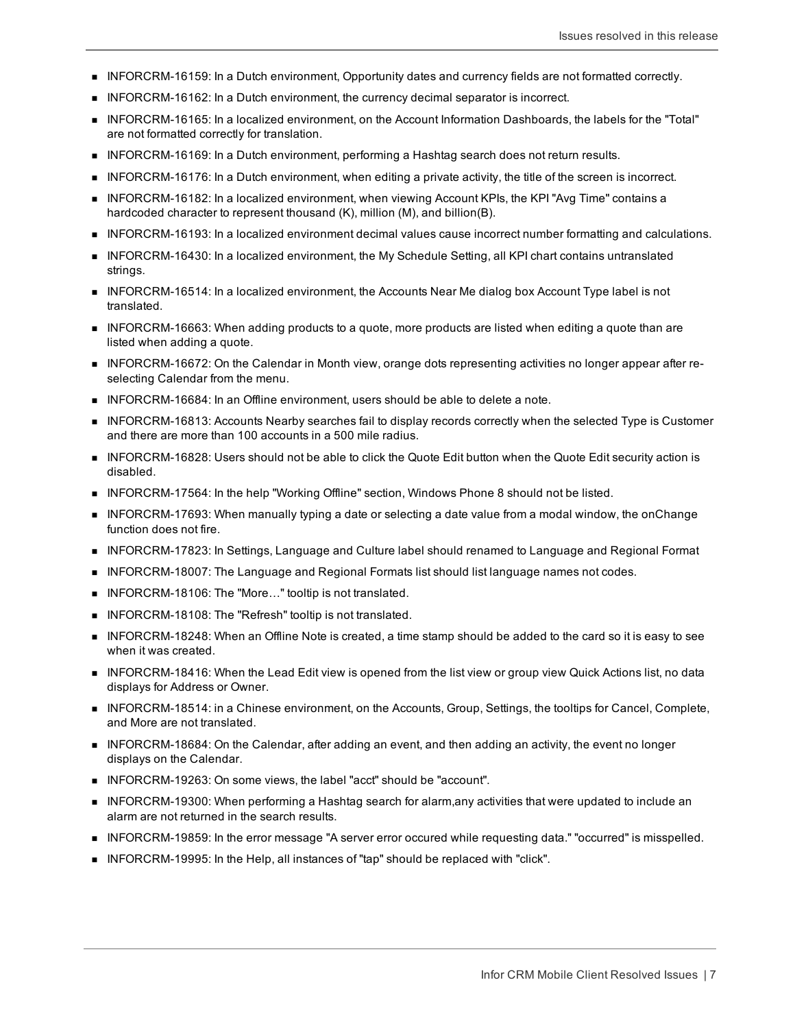- INFORCRM-16159: In a Dutch environment, Opportunity dates and currency fields are not formatted correctly.
- INFORCRM-16162: In a Dutch environment, the currency decimal separator is incorrect.
- INFORCRM-16165: In a localized environment, on the Account Information Dashboards, the labels for the "Total" are not formatted correctly for translation.
- INFORCRM-16169: In a Dutch environment, performing a Hashtag search does not return results.
- INFORCRM-16176: In a Dutch environment, when editing a private activity, the title of the screen is incorrect.
- INFORCRM-16182: In a localized environment, when viewing Account KPIs, the KPI "Avg Time" contains a hardcoded character to represent thousand (K), million (M), and billion(B).
- INFORCRM-16193: In a localized environment decimal values cause incorrect number formatting and calculations.
- INFORCRM-16430: In a localized environment, the My Schedule Setting, all KPI chart contains untranslated strings.
- INFORCRM-16514: In a localized environment, the Accounts Near Me dialog box Account Type label is not translated.
- INFORCRM-16663: When adding products to a quote, more products are listed when editing a quote than are listed when adding a quote.
- INFORCRM-16672: On the Calendar in Month view, orange dots representing activities no longer appear after re-selecting Calendar from the menu.
- INFORCRM-16684: In an Offline environment, users should be able to delete a note.
- INFORCRM-16813: Accounts Nearby searches fail to display records correctly when the selected Type is Customer and there are more than 100 accounts in a 500 mile radius.
- INFORCRM-16828: Users should not be able to click the Quote Edit button when the Quote Edit security action is disabled.
- INFORCRM-17564: In the help "Working Offline" section, Windows Phone 8 should not be listed.
- INFORCRM-17693: When manually typing a date or selecting a date value from a modal window, the onChange function does not fire.
- INFORCRM-17823: In Settings, Language and Culture label should renamed to Language and Regional Format
- INFORCRM-18007: The Language and Regional Formats list should list language names not codes.
- INFORCRM-18106: The "More…" tooltip is not translated.
- INFORCRM-18108: The "Refresh" tooltip is not translated.
- INFORCRM-18248: When an Offline Note is created, a time stamp should be added to the card so it is easy to see when it was created.
- INFORCRM-18416: When the Lead Edit view is opened from the list view or group view Quick Actions list, no data displays for Address or Owner.
- INFORCRM-18514: in a Chinese environment, on the Accounts, Group, Settings, the tooltips for Cancel, Complete, and More are not translated.
- INFORCRM-18684: On the Calendar, after adding an event, and then adding an activity, the event no longer displays on the Calendar.
- INFORCRM-19263: On some views, the label "acct" should be "account".
- INFORCRM-19300: When performing a Hashtag search for alarm,any activities that were updated to include an alarm are not returned in the search results.
- INFORCRM-19859: In the error message "A server error occured while requesting data." "occurred" is misspelled.
- INFORCRM-19995: In the Help, all instances of "tap" should be replaced with "click".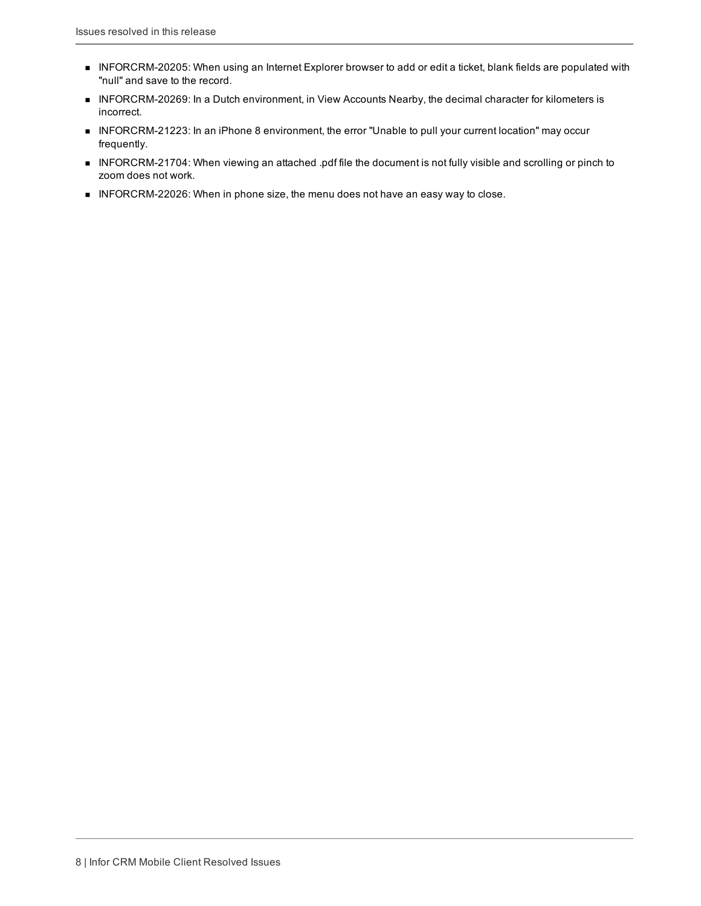- INFORCRM-20205: When using an Internet Explorer browser to add or edit a ticket, blank fields are populated with "null" and save to the record.
- INFORCRM-20269: In a Dutch environment, in View Accounts Nearby, the decimal character for kilometers is incorrect.
- INFORCRM-21223: In an iPhone 8 environment, the error "Unable to pull your current location" may occur frequently.
- INFORCRM-21704: When viewing an attached .pdf file the document is not fully visible and scrolling or pinch to zoom does not work.
- INFORCRM-22026: When in phone size, the menu does not have an easy way to close.